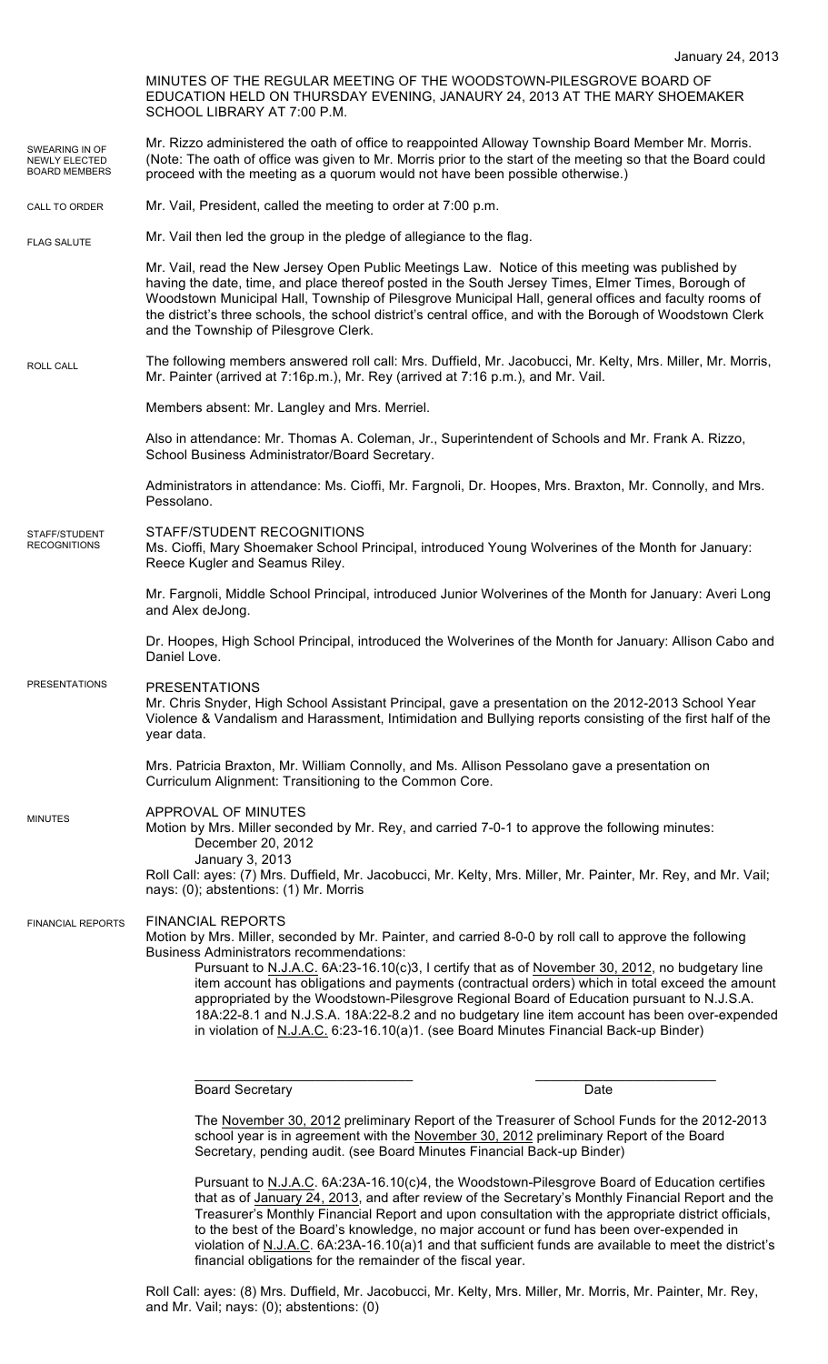January 24, 2013

MINUTES OF THE REGULAR MEETING OF THE WOODSTOWN-PILESGROVE BOARD OF EDUCATION HELD ON THURSDAY EVENING, JANAURY 24, 2013 AT THE MARY SHOEMAKER SCHOOL LIBRARY AT 7:00 P.M.

SWEARING IN OF NEWLY ELECTED BOARD MEMBERS

Mr. Rizzo administered the oath of office to reappointed Alloway Township Board Member Mr. Morris. (Note: The oath of office was given to Mr. Morris prior to the start of the meeting so that the Board could proceed with the meeting as a quorum would not have been possible otherwise.)

CALL TO ORDER

Mr. Vail, President, called the meeting to order at 7:00 p.m.

FLAG SALUTE

Mr. Vail then led the group in the pledge of allegiance to the flag.

Mr. Vail, read the New Jersey Open Public Meetings Law. Notice of this meeting was published by having the date, time, and place thereof posted in the South Jersey Times, Elmer Times, Borough of Woodstown Municipal Hall, Township of Pilesgrove Municipal Hall, general offices and faculty rooms of the district's three schools, the school district's central office, and with the Borough of Woodstown Clerk and the Township of Pilesgrove Clerk.

ROLL CALL

The following members answered roll call: Mrs. Duffield, Mr. Jacobucci, Mr. Kelty, Mrs. Miller, Mr. Morris, Mr. Painter (arrived at 7:16p.m.), Mr. Rey (arrived at 7:16 p.m.), and Mr. Vail.

Members absent: Mr. Langley and Mrs. Merriel.

Also in attendance: Mr. Thomas A. Coleman, Jr., Superintendent of Schools and Mr. Frank A. Rizzo, School Business Administrator/Board Secretary.

Administrators in attendance: Ms. Cioffi, Mr. Fargnoli, Dr. Hoopes, Mrs. Braxton, Mr. Connolly, and Mrs. Pessolano.

STAFF/STUDENT RECOGNITIONS

STAFF/STUDENT RECOGNITIONS

Ms. Cioffi, Mary Shoemaker School Principal, introduced Young Wolverines of the Month for January: Reece Kugler and Seamus Riley.

Mr. Fargnoli, Middle School Principal, introduced Junior Wolverines of the Month for January: Averi Long and Alex deJong.

Dr. Hoopes, High School Principal, introduced the Wolverines of the Month for January: Allison Cabo and Daniel Love.

PRESENTATIONS

PRESENTATIONS

Mr. Chris Snyder, High School Assistant Principal, gave a presentation on the 2012-2013 School Year Violence & Vandalism and Harassment, Intimidation and Bullying reports consisting of the first half of the year data.

Mrs. Patricia Braxton, Mr. William Connolly, and Ms. Allison Pessolano gave a presentation on Curriculum Alignment: Transitioning to the Common Core.

MINUTES

APPROVAL OF MINUTES

Motion by Mrs. Miller seconded by Mr. Rey, and carried 7-0-1 to approve the following minutes:

December 20, 2012

January 3, 2013

Roll Call: ayes: (7) Mrs. Duffield, Mr. Jacobucci, Mr. Kelty, Mrs. Miller, Mr. Painter, Mr. Rey, and Mr. Vail; nays: (0); abstentions: (1) Mr. Morris

FINANCIAL REPORTS

FINANCIAL REPORTS

Motion by Mrs. Miller, seconded by Mr. Painter, and carried 8-0-0 by roll call to approve the following Business Administrators recommendations:

Pursuant to N.J.A.C. 6A:23-16.10(c)3, I certify that as of November 30, 2012, no budgetary line item account has obligations and payments (contractual orders) which in total exceed the amount appropriated by the Woodstown-Pilesgrove Regional Board of Education pursuant to N.J.S.A. 18A:22-8.1 and N.J.S.A. 18A:22-8.2 and no budgetary line item account has been over-expended in violation of N.J.A.C. 6:23-16.10(a)1. (see Board Minutes Financial Back-up Binder)

\_\_\_\_\_\_\_\_\_\_\_\_\_\_\_\_\_\_\_\_\_\_\_\_\_\_\_\_ \_\_\_\_\_\_\_\_\_\_\_\_\_\_\_\_\_\_\_\_\_\_\_\_

Board Secretary Date

The November 30, 2012 preliminary Report of the Treasurer of School Funds for the 2012-2013 school year is in agreement with the November 30, 2012 preliminary Report of the Board Secretary, pending audit. (see Board Minutes Financial Back-up Binder)

Pursuant to N.J.A.C. 6A:23A-16.10(c)4, the Woodstown-Pilesgrove Board of Education certifies that as of January 24, 2013, and after review of the Secretary's Monthly Financial Report and the Treasurer's Monthly Financial Report and upon consultation with the appropriate district officials, to the best of the Board's knowledge, no major account or fund has been over-expended in violation of N.J.A.C. 6A:23A-16.10(a)1 and that sufficient funds are available to meet the district's financial obligations for the remainder of the fiscal year.

Roll Call: ayes: (8) Mrs. Duffield, Mr. Jacobucci, Mr. Kelty, Mrs. Miller, Mr. Morris, Mr. Painter, Mr. Rey, and Mr. Vail; nays: (0); abstentions: (0)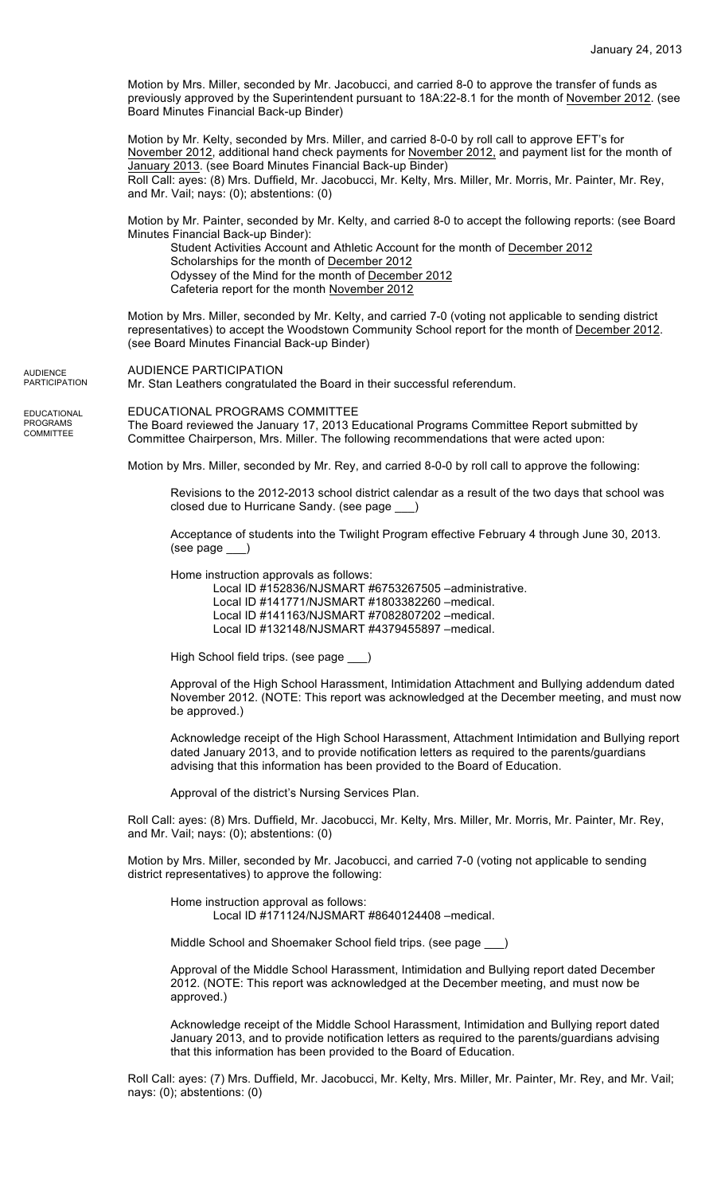Motion by Mrs. Miller, seconded by Mr. Jacobucci, and carried 8-0 to approve the transfer of funds as previously approved by the Superintendent pursuant to 18A:22-8.1 for the month of November 2012. (see Board Minutes Financial Back-up Binder)

Motion by Mr. Kelty, seconded by Mrs. Miller, and carried 8-0-0 by roll call to approve EFT's for November 2012, additional hand check payments for November 2012, and payment list for the month of January 2013. (see Board Minutes Financial Back-up Binder)
Roll Call: ayes: (8) Mrs. Duffield, Mr. Jacobucci, Mr. Kelty, Mrs. Miller, Mr. Morris, Mr. Painter, Mr. Rey, and Mr. Vail; nays: (0); abstentions: (0)

Motion by Mr. Painter, seconded by Mr. Kelty, and carried 8-0 to accept the following reports: (see Board Minutes Financial Back-up Binder):

- Student Activities Account and Athletic Account for the month of December 2012
- Scholarships for the month of December 2012
- Odyssey of the Mind for the month of December 2012
- Cafeteria report for the month November 2012

Motion by Mrs. Miller, seconded by Mr. Kelty, and carried 7-0 (voting not applicable to sending district representatives) to accept the Woodstown Community School report for the month of December 2012. (see Board Minutes Financial Back-up Binder)

AUDIENCE PARTICIPATION

## AUDIENCE PARTICIPATION

Mr. Stan Leathers congratulated the Board in their successful referendum.

EDUCATIONAL PROGRAMS COMMITTEE

## EDUCATIONAL PROGRAMS COMMITTEE

The Board reviewed the January 17, 2013 Educational Programs Committee Report submitted by Committee Chairperson, Mrs. Miller. The following recommendations that were acted upon:

Motion by Mrs. Miller, seconded by Mr. Rey, and carried 8-0-0 by roll call to approve the following:

Revisions to the 2012-2013 school district calendar as a result of the two days that school was closed due to Hurricane Sandy. (see page ___)

Acceptance of students into the Twilight Program effective February 4 through June 30, 2013. (see page ___)

Home instruction approvals as follows:

- Local ID #152836/NJSMART #6753267505 –administrative.
- Local ID #141771/NJSMART #1803382260 –medical.
- Local ID #141163/NJSMART #7082807202 –medical.
- Local ID #132148/NJSMART #4379455897 –medical.

High School field trips. (see page ___)

Approval of the High School Harassment, Intimidation Attachment and Bullying addendum dated November 2012. (NOTE: This report was acknowledged at the December meeting, and must now be approved.)

Acknowledge receipt of the High School Harassment, Attachment Intimidation and Bullying report dated January 2013, and to provide notification letters as required to the parents/guardians advising that this information has been provided to the Board of Education.

Approval of the district's Nursing Services Plan.

Roll Call: ayes: (8) Mrs. Duffield, Mr. Jacobucci, Mr. Kelty, Mrs. Miller, Mr. Morris, Mr. Painter, Mr. Rey, and Mr. Vail; nays: (0); abstentions: (0)

Motion by Mrs. Miller, seconded by Mr. Jacobucci, and carried 7-0 (voting not applicable to sending district representatives) to approve the following:

Home instruction approval as follows:

- Local ID #171124/NJSMART #8640124408 –medical.

Middle School and Shoemaker School field trips. (see page ___)

Approval of the Middle School Harassment, Intimidation and Bullying report dated December 2012. (NOTE: This report was acknowledged at the December meeting, and must now be approved.)

Acknowledge receipt of the Middle School Harassment, Intimidation and Bullying report dated January 2013, and to provide notification letters as required to the parents/guardians advising that this information has been provided to the Board of Education.

Roll Call: ayes: (7) Mrs. Duffield, Mr. Jacobucci, Mr. Kelty, Mrs. Miller, Mr. Painter, Mr. Rey, and Mr. Vail; nays: (0); abstentions: (0)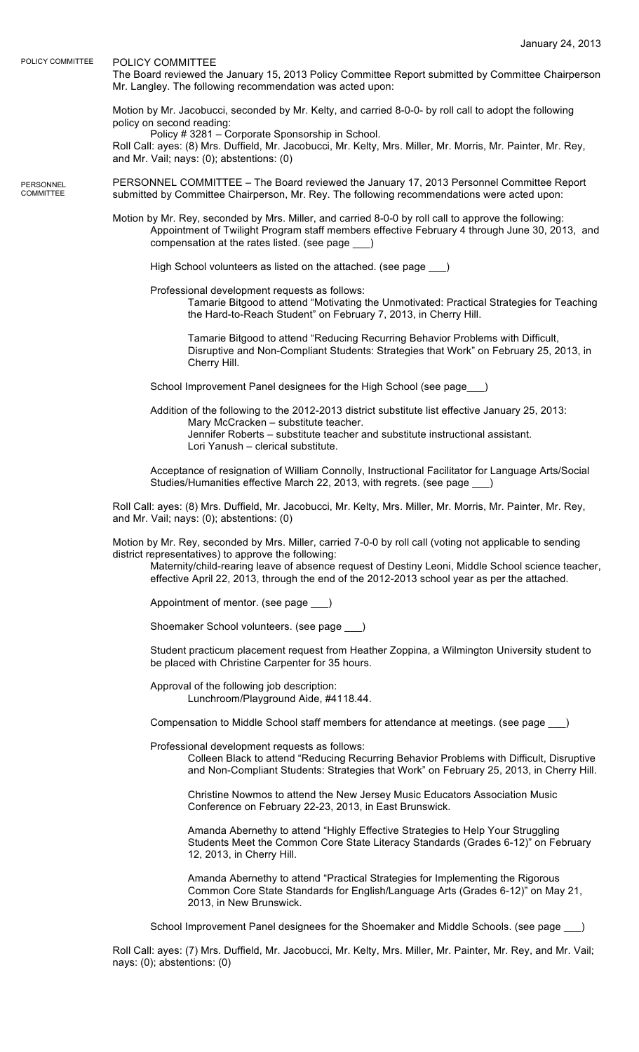POLICY COMMITTEE

## POLICY COMMITTEE

The Board reviewed the January 15, 2013 Policy Committee Report submitted by Committee Chairperson Mr. Langley. The following recommendation was acted upon:

Motion by Mr. Jacobucci, seconded by Mr. Kelty, and carried 8-0-0- by roll call to adopt the following policy on second reading:

Policy # 3281 – Corporate Sponsorship in School.

Roll Call: ayes: (8) Mrs. Duffield, Mr. Jacobucci, Mr. Kelty, Mrs. Miller, Mr. Morris, Mr. Painter, Mr. Rey, and Mr. Vail; nays: (0); abstentions: (0)

PERSONNEL COMMITTEE

## PERSONNEL COMMITTEE

PERSONNEL COMMITTEE – The Board reviewed the January 17, 2013 Personnel Committee Report submitted by Committee Chairperson, Mr. Rey. The following recommendations were acted upon:

Motion by Mr. Rey, seconded by Mrs. Miller, and carried 8-0-0 by roll call to approve the following:

Appointment of Twilight Program staff members effective February 4 through June 30, 2013, and compensation at the rates listed. (see page ___)

High School volunteers as listed on the attached. (see page ___)

Professional development requests as follows:

Tamarie Bitgood to attend "Motivating the Unmotivated: Practical Strategies for Teaching the Hard-to-Reach Student" on February 7, 2013, in Cherry Hill.

Tamarie Bitgood to attend "Reducing Recurring Behavior Problems with Difficult, Disruptive and Non-Compliant Students: Strategies that Work" on February 25, 2013, in Cherry Hill.

School Improvement Panel designees for the High School (see page___)

Addition of the following to the 2012-2013 district substitute list effective January 25, 2013:

Mary McCracken – substitute teacher.
Jennifer Roberts – substitute teacher and substitute instructional assistant.
Lori Yanush – clerical substitute.

Acceptance of resignation of William Connolly, Instructional Facilitator for Language Arts/Social Studies/Humanities effective March 22, 2013, with regrets. (see page ___)

Roll Call: ayes: (8) Mrs. Duffield, Mr. Jacobucci, Mr. Kelty, Mrs. Miller, Mr. Morris, Mr. Painter, Mr. Rey, and Mr. Vail; nays: (0); abstentions: (0)

Motion by Mr. Rey, seconded by Mrs. Miller, carried 7-0-0 by roll call (voting not applicable to sending district representatives) to approve the following:

Maternity/child-rearing leave of absence request of Destiny Leoni, Middle School science teacher, effective April 22, 2013, through the end of the 2012-2013 school year as per the attached.

Appointment of mentor. (see page ___)

Shoemaker School volunteers. (see page ___)

Student practicum placement request from Heather Zoppina, a Wilmington University student to be placed with Christine Carpenter for 35 hours.

Approval of the following job description:

Lunchroom/Playground Aide, #4118.44.

Compensation to Middle School staff members for attendance at meetings. (see page ___)

Professional development requests as follows:

Colleen Black to attend "Reducing Recurring Behavior Problems with Difficult, Disruptive and Non-Compliant Students: Strategies that Work" on February 25, 2013, in Cherry Hill.

Christine Nowmos to attend the New Jersey Music Educators Association Music Conference on February 22-23, 2013, in East Brunswick.

Amanda Abernethy to attend "Highly Effective Strategies to Help Your Struggling Students Meet the Common Core State Literacy Standards (Grades 6-12)" on February 12, 2013, in Cherry Hill.

Amanda Abernethy to attend "Practical Strategies for Implementing the Rigorous Common Core State Standards for English/Language Arts (Grades 6-12)" on May 21, 2013, in New Brunswick.

School Improvement Panel designees for the Shoemaker and Middle Schools. (see page ___)

Roll Call: ayes: (7) Mrs. Duffield, Mr. Jacobucci, Mr. Kelty, Mrs. Miller, Mr. Painter, Mr. Rey, and Mr. Vail; nays: (0); abstentions: (0)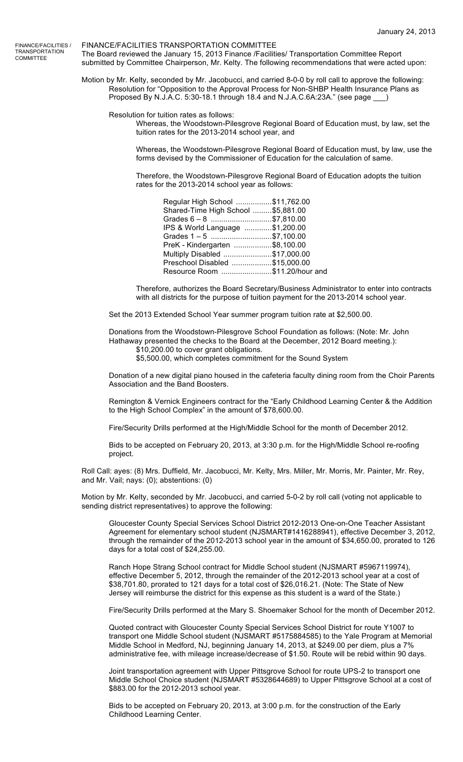January 24, 2013

FINANCE/FACILITIES / TRANSPORTATION COMMITTEE

## FINANCE/FACILITIES TRANSPORTATION COMMITTEE

The Board reviewed the January 15, 2013 Finance /Facilities/ Transportation Committee Report submitted by Committee Chairperson, Mr. Kelty. The following recommendations that were acted upon:

Motion by Mr. Kelty, seconded by Mr. Jacobucci, and carried 8-0-0 by roll call to approve the following:

Resolution for "Opposition to the Approval Process for Non-SHBP Health Insurance Plans as Proposed By N.J.A.C. 5:30-18.1 through 18.4 and N.J.A.C.6A:23A." (see page ___)

Resolution for tuition rates as follows:

Whereas, the Woodstown-Pilesgrove Regional Board of Education must, by law, set the tuition rates for the 2013-2014 school year, and

Whereas, the Woodstown-Pilesgrove Regional Board of Education must, by law, use the forms devised by the Commissioner of Education for the calculation of same.

Therefore, the Woodstown-Pilesgrove Regional Board of Education adopts the tuition rates for the 2013-2014 school year as follows:

Regular High School .................$11,762.00
Shared-Time High School .........$5,881.00
Grades 6 – 8 .............................$7,810.00
IPS & World Language .............$1,200.00
Grades 1 – 5 .............................$7,100.00
PreK - Kindergarten ..................$8,100.00
Multiply Disabled .......................$17,000.00
Preschool Disabled ...................$15,000.00
Resource Room ........................$11.20/hour and

Therefore, authorizes the Board Secretary/Business Administrator to enter into contracts with all districts for the purpose of tuition payment for the 2013-2014 school year.

Set the 2013 Extended School Year summer program tuition rate at $2,500.00.

Donations from the Woodstown-Pilesgrove School Foundation as follows: (Note: Mr. John Hathaway presented the checks to the Board at the December, 2012 Board meeting.):

$10,200.00 to cover grant obligations.
$5,500.00, which completes commitment for the Sound System

Donation of a new digital piano housed in the cafeteria faculty dining room from the Choir Parents Association and the Band Boosters.

Remington & Vernick Engineers contract for the "Early Childhood Learning Center & the Addition to the High School Complex" in the amount of $78,600.00.

Fire/Security Drills performed at the High/Middle School for the month of December 2012.

Bids to be accepted on February 20, 2013, at 3:30 p.m. for the High/Middle School re-roofing project.

Roll Call: ayes: (8) Mrs. Duffield, Mr. Jacobucci, Mr. Kelty, Mrs. Miller, Mr. Morris, Mr. Painter, Mr. Rey, and Mr. Vail; nays: (0); abstentions: (0)

Motion by Mr. Kelty, seconded by Mr. Jacobucci, and carried 5-0-2 by roll call (voting not applicable to sending district representatives) to approve the following:

Gloucester County Special Services School District 2012-2013 One-on-One Teacher Assistant Agreement for elementary school student (NJSMART#1416288941), effective December 3, 2012, through the remainder of the 2012-2013 school year in the amount of $34,650.00, prorated to 126 days for a total cost of $24,255.00.

Ranch Hope Strang School contract for Middle School student (NJSMART #5967119974), effective December 5, 2012, through the remainder of the 2012-2013 school year at a cost of $38,701.80, prorated to 121 days for a total cost of $26,016.21. (Note: The State of New Jersey will reimburse the district for this expense as this student is a ward of the State.)

Fire/Security Drills performed at the Mary S. Shoemaker School for the month of December 2012.

Quoted contract with Gloucester County Special Services School District for route Y1007 to transport one Middle School student (NJSMART #5175884585) to the Yale Program at Memorial Middle School in Medford, NJ, beginning January 14, 2013, at $249.00 per diem, plus a 7% administrative fee, with mileage increase/decrease of $1.50. Route will be rebid within 90 days.

Joint transportation agreement with Upper Pittsgrove School for route UPS-2 to transport one Middle School Choice student (NJSMART #5328644689) to Upper Pittsgrove School at a cost of $883.00 for the 2012-2013 school year.

Bids to be accepted on February 20, 2013, at 3:00 p.m. for the construction of the Early Childhood Learning Center.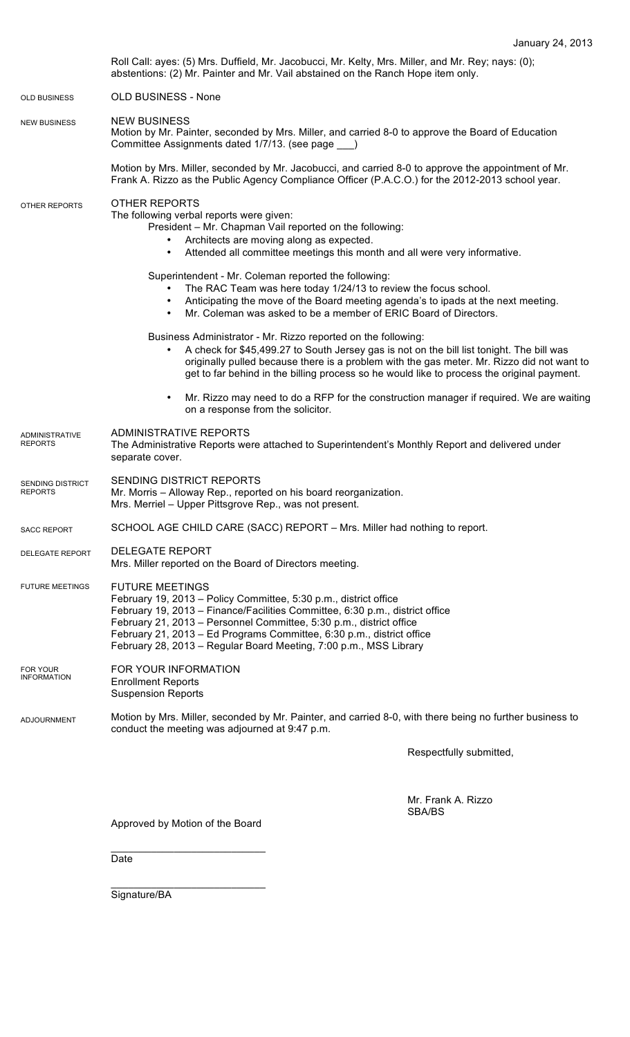January 24, 2013

Roll Call: ayes: (5) Mrs. Duffield, Mr. Jacobucci, Mr. Kelty, Mrs. Miller, and Mr. Rey; nays: (0); abstentions: (2) Mr. Painter and Mr. Vail abstained on the Ranch Hope item only.

## OLD BUSINESS

OLD BUSINESS - None

## NEW BUSINESS

NEW BUSINESS
Motion by Mr. Painter, seconded by Mrs. Miller, and carried 8-0 to approve the Board of Education Committee Assignments dated 1/7/13. (see page ___)

Motion by Mrs. Miller, seconded by Mr. Jacobucci, and carried 8-0 to approve the appointment of Mr. Frank A. Rizzo as the Public Agency Compliance Officer (P.A.C.O.) for the 2012-2013 school year.

## OTHER REPORTS

OTHER REPORTS
The following verbal reports were given:

President – Mr. Chapman Vail reported on the following:

- Architects are moving along as expected.
- Attended all committee meetings this month and all were very informative.

Superintendent - Mr. Coleman reported the following:

- The RAC Team was here today 1/24/13 to review the focus school.
- Anticipating the move of the Board meeting agenda's to ipads at the next meeting.
- Mr. Coleman was asked to be a member of ERIC Board of Directors.

Business Administrator - Mr. Rizzo reported on the following:

- A check for $45,499.27 to South Jersey gas is not on the bill list tonight. The bill was originally pulled because there is a problem with the gas meter. Mr. Rizzo did not want to get to far behind in the billing process so he would like to process the original payment.
- Mr. Rizzo may need to do a RFP for the construction manager if required. We are waiting on a response from the solicitor.

## ADMINISTRATIVE REPORTS

ADMINISTRATIVE REPORTS
The Administrative Reports were attached to Superintendent's Monthly Report and delivered under separate cover.

## SENDING DISTRICT REPORTS

SENDING DISTRICT REPORTS
Mr. Morris – Alloway Rep., reported on his board reorganization.
Mrs. Merriel – Upper Pittsgrove Rep., was not present.

## SACC REPORT

SCHOOL AGE CHILD CARE (SACC) REPORT – Mrs. Miller had nothing to report.

## DELEGATE REPORT

DELEGATE REPORT
Mrs. Miller reported on the Board of Directors meeting.

## FUTURE MEETINGS

FUTURE MEETINGS
February 19, 2013 – Policy Committee, 5:30 p.m., district office
February 19, 2013 – Finance/Facilities Committee, 6:30 p.m., district office
February 21, 2013 – Personnel Committee, 5:30 p.m., district office
February 21, 2013 – Ed Programs Committee, 6:30 p.m., district office
February 28, 2013 – Regular Board Meeting, 7:00 p.m., MSS Library

## FOR YOUR INFORMATION

FOR YOUR INFORMATION
Enrollment Reports
Suspension Reports

## ADJOURNMENT

Motion by Mrs. Miller, seconded by Mr. Painter, and carried 8-0, with there being no further business to conduct the meeting was adjourned at 9:47 p.m.

Respectfully submitted,

Mr. Frank A. Rizzo
SBA/BS

Approved by Motion of the Board

_____________________________
Date

_____________________________
Signature/BA